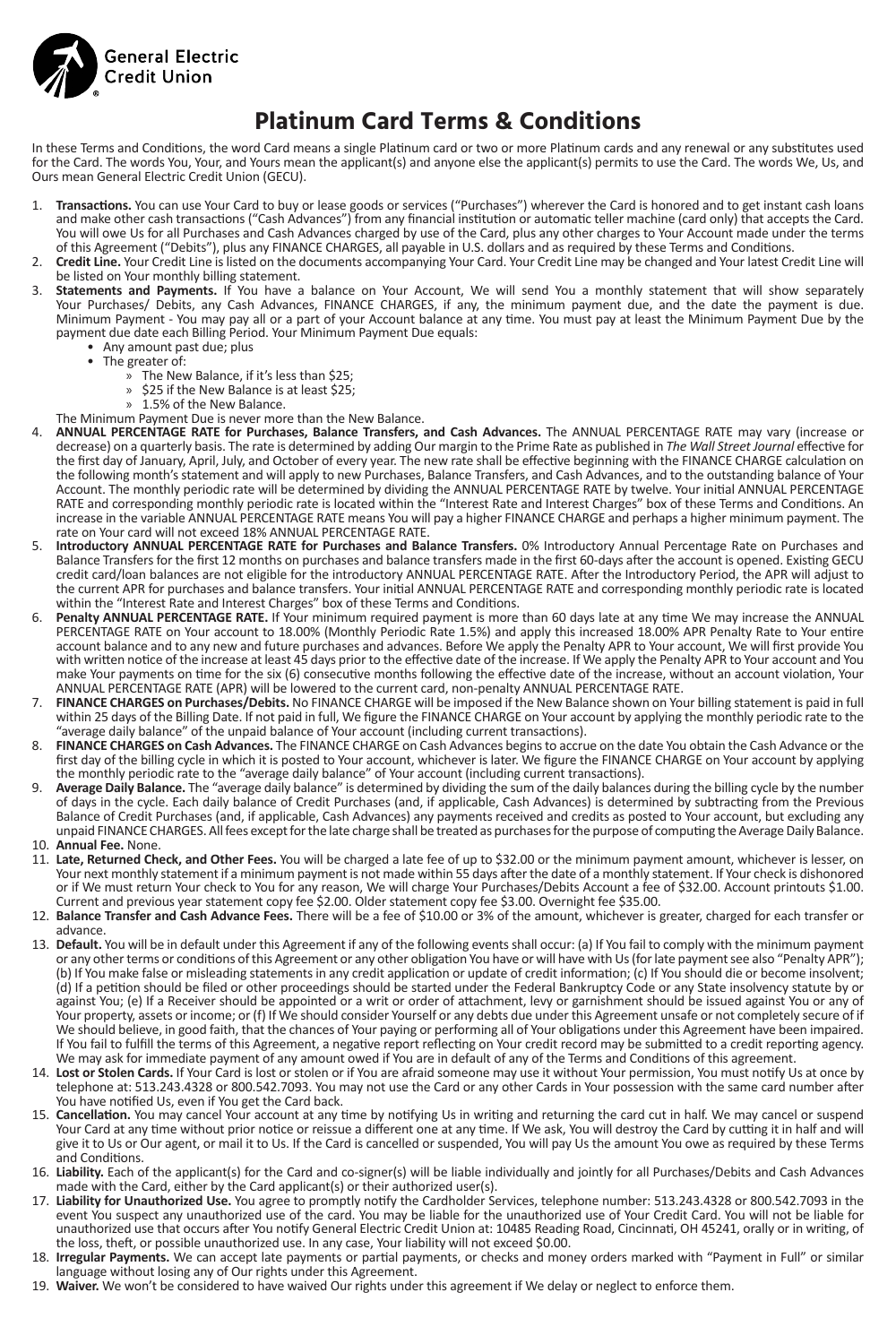General Electric Credit Union

# Platinum Card Terms & Conditions

In these Terms and Conditions, the word Card means a single Platinum card or two or more Platinum cards and any renewal or any substitutes used for the Card. The words You, Your, and Yours mean the applicant(s) and anyone else the applicant(s) permits to use the Card. The words We, Us, and Ours mean General Electric Credit Union (GECU).

1. **Transactions.** You can use Your Card to buy or lease goods or services ("Purchases") wherever the Card is honored and to get instant cash loans and make other cash transactions ("Cash Advances") from any financial institution or automatic teller machine (card only) that accepts the Card. You will owe Us for all Purchases and Cash Advances charged by use of the Card, plus any other charges to Your Account made under the terms of this Agreement ("Debits"), plus any FINANCE CHARGES, all payable in U.S. dollars and as required by these Terms and Conditions.
2. **Credit Line.** Your Credit Line is listed on the documents accompanying Your Card. Your Credit Line may be changed and Your latest Credit Line will be listed on Your monthly billing statement.
3. **Statements and Payments.** If You have a balance on Your Account, We will send You a monthly statement that will show separately Your Purchases/ Debits, any Cash Advances, FINANCE CHARGES, if any, the minimum payment due, and the date the payment is due. Minimum Payment - You may pay all or a part of your Account balance at any time. You must pay at least the Minimum Payment Due by the payment due date each Billing Period. Your Minimum Payment Due equals:
   - Any amount past due; plus
   - The greater of:
     - The New Balance, if it's less than $25;
     - $25 if the New Balance is at least $25;
     - 1.5% of the New Balance.

   The Minimum Payment Due is never more than the New Balance.
4. **ANNUAL PERCENTAGE RATE for Purchases, Balance Transfers, and Cash Advances.** The ANNUAL PERCENTAGE RATE may vary (increase or decrease) on a quarterly basis. The rate is determined by adding Our margin to the Prime Rate as published in *The Wall Street Journal* effective for the first day of January, April, July, and October of every year. The new rate shall be effective beginning with the FINANCE CHARGE calculation on the following month's statement and will apply to new Purchases, Balance Transfers, and Cash Advances, and to the outstanding balance of Your Account. The monthly periodic rate will be determined by dividing the ANNUAL PERCENTAGE RATE by twelve. Your initial ANNUAL PERCENTAGE RATE and corresponding monthly periodic rate is located within the "Interest Rate and Interest Charges" box of these Terms and Conditions. An increase in the variable ANNUAL PERCENTAGE RATE means You will pay a higher FINANCE CHARGE and perhaps a higher minimum payment. The rate on Your card will not exceed 18% ANNUAL PERCENTAGE RATE.
5. **Introductory ANNUAL PERCENTAGE RATE for Purchases and Balance Transfers.** 0% Introductory Annual Percentage Rate on Purchases and Balance Transfers for the first 12 months on purchases and balance transfers made in the first 60-days after the account is opened. Existing GECU credit card/loan balances are not eligible for the introductory ANNUAL PERCENTAGE RATE. After the Introductory Period, the APR will adjust to the current APR for purchases and balance transfers. Your initial ANNUAL PERCENTAGE RATE and corresponding monthly periodic rate is located within the "Interest Rate and Interest Charges" box of these Terms and Conditions.
6. **Penalty ANNUAL PERCENTAGE RATE.** If Your minimum required payment is more than 60 days late at any time We may increase the ANNUAL PERCENTAGE RATE on Your account to 18.00% (Monthly Periodic Rate 1.5%) and apply this increased 18.00% APR Penalty Rate to Your entire account balance and to any new and future purchases and advances. Before We apply the Penalty APR to Your account, We will first provide You with written notice of the increase at least 45 days prior to the effective date of the increase. If We apply the Penalty APR to Your account and You make Your payments on time for the six (6) consecutive months following the effective date of the increase, without an account violation, Your ANNUAL PERCENTAGE RATE (APR) will be lowered to the current card, non-penalty ANNUAL PERCENTAGE RATE.
7. **FINANCE CHARGES on Purchases/Debits.** No FINANCE CHARGE will be imposed if the New Balance shown on Your billing statement is paid in full within 25 days of the Billing Date. If not paid in full, We figure the FINANCE CHARGE on Your account by applying the monthly periodic rate to the "average daily balance" of the unpaid balance of Your account (including current transactions).
8. **FINANCE CHARGES on Cash Advances.** The FINANCE CHARGE on Cash Advances begins to accrue on the date You obtain the Cash Advance or the first day of the billing cycle in which it is posted to Your account, whichever is later. We figure the FINANCE CHARGE on Your account by applying the monthly periodic rate to the "average daily balance" of Your account (including current transactions).
9. **Average Daily Balance.** The "average daily balance" is determined by dividing the sum of the daily balances during the billing cycle by the number of days in the cycle. Each daily balance of Credit Purchases (and, if applicable, Cash Advances) is determined by subtracting from the Previous Balance of Credit Purchases (and, if applicable, Cash Advances) any payments received and credits as posted to Your account, but excluding any unpaid FINANCE CHARGES. All fees except for the late charge shall be treated as purchases for the purpose of computing the Average Daily Balance.
10. **Annual Fee.** None.
11. **Late, Returned Check, and Other Fees.** You will be charged a late fee of up to $32.00 or the minimum payment amount, whichever is lesser, on Your next monthly statement if a minimum payment is not made within 55 days after the date of a monthly statement. If Your check is dishonored or if We must return Your check to You for any reason, We will charge Your Purchases/Debits Account a fee of $32.00. Account printouts $1.00. Current and previous year statement copy fee $2.00. Older statement copy fee $3.00. Overnight fee $35.00.
12. **Balance Transfer and Cash Advance Fees.** There will be a fee of $10.00 or 3% of the amount, whichever is greater, charged for each transfer or advance.
13. **Default.** You will be in default under this Agreement if any of the following events shall occur: (a) If You fail to comply with the minimum payment or any other terms or conditions of this Agreement or any other obligation You have or will have with Us (for late payment see also "Penalty APR"); (b) If You make false or misleading statements in any credit application or update of credit information; (c) If You should die or become insolvent; (d) If a petition should be filed or other proceedings should be started under the Federal Bankruptcy Code or any State insolvency statute by or against You; (e) If a Receiver should be appointed or a writ or order of attachment, levy or garnishment should be issued against You or any of Your property, assets or income; or (f) If We should consider Yourself or any debts due under this Agreement unsafe or not completely secure of if We should believe, in good faith, that the chances of Your paying or performing all of Your obligations under this Agreement have been impaired. If You fail to fulfill the terms of this Agreement, a negative report reflecting on Your credit record may be submitted to a credit reporting agency. We may ask for immediate payment of any amount owed if You are in default of any of the Terms and Conditions of this agreement.
14. **Lost or Stolen Cards.** If Your Card is lost or stolen or if You are afraid someone may use it without Your permission, You must notify Us at once by telephone at: 513.243.4328 or 800.542.7093. You may not use the Card or any other Cards in Your possession with the same card number after You have notified Us, even if You get the Card back.
15. **Cancellation.** You may cancel Your account at any time by notifying Us in writing and returning the card cut in half. We may cancel or suspend Your Card at any time without prior notice or reissue a different one at any time. If We ask, You will destroy the Card by cutting it in half and will give it to Us or Our agent, or mail it to Us. If the Card is cancelled or suspended, You will pay Us the amount You owe as required by these Terms and Conditions.
16. **Liability.** Each of the applicant(s) for the Card and co-signer(s) will be liable individually and jointly for all Purchases/Debits and Cash Advances made with the Card, either by the Card applicant(s) or their authorized user(s).
17. **Liability for Unauthorized Use.** You agree to promptly notify the Cardholder Services, telephone number: 513.243.4328 or 800.542.7093 in the event You suspect any unauthorized use of the card. You may be liable for the unauthorized use of Your Credit Card. You will not be liable for unauthorized use that occurs after You notify General Electric Credit Union at: 10485 Reading Road, Cincinnati, OH 45241, orally or in writing, of the loss, theft, or possible unauthorized use. In any case, Your liability will not exceed $0.00.
18. **Irregular Payments.** We can accept late payments or partial payments, or checks and money orders marked with "Payment in Full" or similar language without losing any of Our rights under this Agreement.
19. **Waiver.** We won't be considered to have waived Our rights under this agreement if We delay or neglect to enforce them.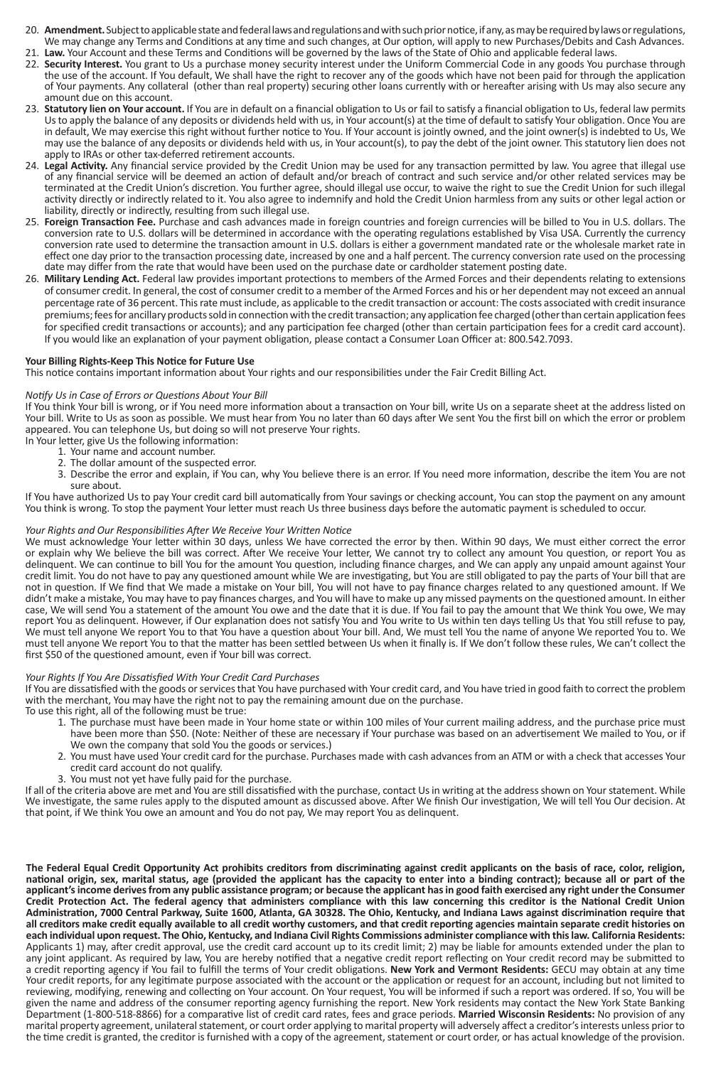20. **Amendment.** Subject to applicable state and federal laws and regulations and with such prior notice, if any, as may be required by laws or regulations, We may change any Terms and Conditions at any time and such changes, at Our option, will apply to new Purchases/Debits and Cash Advances.
21. **Law.** Your Account and these Terms and Conditions will be governed by the laws of the State of Ohio and applicable federal laws.
22. **Security Interest.** You grant to Us a purchase money security interest under the Uniform Commercial Code in any goods You purchase through the use of the account. If You default, We shall have the right to recover any of the goods which have not been paid for through the application of Your payments. Any collateral (other than real property) securing other loans currently with or hereafter arising with Us may also secure any amount due on this account.
23. **Statutory lien on Your account.** If You are in default on a financial obligation to Us or fail to satisfy a financial obligation to Us, federal law permits Us to apply the balance of any deposits or dividends held with us, in Your account(s) at the time of default to satisfy Your obligation. Once You are in default, We may exercise this right without further notice to You. If Your account is jointly owned, and the joint owner(s) is indebted to Us, We may use the balance of any deposits or dividends held with us, in Your account(s), to pay the debt of the joint owner. This statutory lien does not apply to IRAs or other tax-deferred retirement accounts.
24. **Legal Activity.** Any financial service provided by the Credit Union may be used for any transaction permitted by law. You agree that illegal use of any financial service will be deemed an action of default and/or breach of contract and such service and/or other related services may be terminated at the Credit Union's discretion. You further agree, should illegal use occur, to waive the right to sue the Credit Union for such illegal activity directly or indirectly related to it. You also agree to indemnify and hold the Credit Union harmless from any suits or other legal action or liability, directly or indirectly, resulting from such illegal use.
25. **Foreign Transaction Fee.** Purchase and cash advances made in foreign countries and foreign currencies will be billed to You in U.S. dollars. The conversion rate to U.S. dollars will be determined in accordance with the operating regulations established by Visa USA. Currently the currency conversion rate used to determine the transaction amount in U.S. dollars is either a government mandated rate or the wholesale market rate in effect one day prior to the transaction processing date, increased by one and a half percent. The currency conversion rate used on the processing date may differ from the rate that would have been used on the purchase date or cardholder statement posting date.
26. **Military Lending Act.** Federal law provides important protections to members of the Armed Forces and their dependents relating to extensions of consumer credit. In general, the cost of consumer credit to a member of the Armed Forces and his or her dependent may not exceed an annual percentage rate of 36 percent. This rate must include, as applicable to the credit transaction or account: The costs associated with credit insurance premiums; fees for ancillary products sold in connection with the credit transaction; any application fee charged (other than certain application fees for specified credit transactions or accounts); and any participation fee charged (other than certain participation fees for a credit card account). If You would like an explanation of your payment obligation, please contact a Consumer Loan Officer at: 800.542.7093.

**Your Billing Rights-Keep This Notice for Future Use**

This notice contains important information about Your rights and our responsibilities under the Fair Credit Billing Act.

*Notify Us in Case of Errors or Questions About Your Bill*

If You think Your bill is wrong, or if You need more information about a transaction on Your bill, write Us on a separate sheet at the address listed on Your bill. Write to Us as soon as possible. We must hear from You no later than 60 days after We sent You the first bill on which the error or problem appeared. You can telephone Us, but doing so will not preserve Your rights.

In Your letter, give Us the following information:

1. Your name and account number.
2. The dollar amount of the suspected error.
3. Describe the error and explain, if You can, why You believe there is an error. If You need more information, describe the item You are not sure about.

If You have authorized Us to pay Your credit card bill automatically from Your savings or checking account, You can stop the payment on any amount You think is wrong. To stop the payment Your letter must reach Us three business days before the automatic payment is scheduled to occur.

*Your Rights and Our Responsibilities After We Receive Your Written Notice*

We must acknowledge Your letter within 30 days, unless We have corrected the error by then. Within 90 days, We must either correct the error or explain why We believe the bill was correct. After We receive Your letter, We cannot try to collect any amount You question, or report You as delinquent. We can continue to bill You for the amount You question, including finance charges, and We can apply any unpaid amount against Your credit limit. You do not have to pay any questioned amount while We are investigating, but You are still obligated to pay the parts of Your bill that are not in question. If We find that We made a mistake on Your bill, You will not have to pay finance charges related to any questioned amount. If We didn't make a mistake, You may have to pay finances charges, and You will have to make up any missed payments on the questioned amount. In either case, We will send You a statement of the amount You owe and the date that it is due. If You fail to pay the amount that We think You owe, We may report You as delinquent. However, if Our explanation does not satisfy You and You write to Us within ten days telling Us that You still refuse to pay, We must tell anyone We report You to that You have a question about Your bill. And, We must tell You the name of anyone We reported You to. We must tell anyone We report You to that the matter has been settled between Us when it finally is. If We don't follow these rules, We can't collect the first $50 of the questioned amount, even if Your bill was correct.

*Your Rights If You Are Dissatisfied With Your Credit Card Purchases*

If You are dissatisfied with the goods or services that You have purchased with Your credit card, and You have tried in good faith to correct the problem with the merchant, You may have the right not to pay the remaining amount due on the purchase.

To use this right, all of the following must be true:

1. The purchase must have been made in Your home state or within 100 miles of Your current mailing address, and the purchase price must have been more than $50. (Note: Neither of these are necessary if Your purchase was based on an advertisement We mailed to You, or if We own the company that sold You the goods or services.)
2. You must have used Your credit card for the purchase. Purchases made with cash advances from an ATM or with a check that accesses Your credit card account do not qualify.
3. You must not yet have fully paid for the purchase.

If all of the criteria above are met and You are still dissatisfied with the purchase, contact Us in writing at the address shown on Your statement. While We investigate, the same rules apply to the disputed amount as discussed above. After We finish Our investigation, We will tell You Our decision. At that point, if We think You owe an amount and You do not pay, We may report You as delinquent.

**The Federal Equal Credit Opportunity Act prohibits creditors from discriminating against credit applicants on the basis of race, color, religion, national origin, sex, marital status, age (provided the applicant has the capacity to enter into a binding contract); because all or part of the applicant's income derives from any public assistance program; or because the applicant has in good faith exercised any right under the Consumer Credit Protection Act. The federal agency that administers compliance with this law concerning this creditor is the National Credit Union Administration, 7000 Central Parkway, Suite 1600, Atlanta, GA 30328. The Ohio, Kentucky, and Indiana Laws against discrimination require that all creditors make credit equally available to all credit worthy customers, and that credit reporting agencies maintain separate credit histories on each individual upon request. The Ohio, Kentucky, and Indiana Civil Rights Commissions administer compliance with this law. California Residents:** Applicants 1) may, after credit approval, use the credit card account up to its credit limit; 2) may be liable for amounts extended under the plan to any joint applicant. As required by law, You are hereby notified that a negative credit report reflecting on Your credit record may be submitted to a credit reporting agency if You fail to fulfill the terms of Your credit obligations. **New York and Vermont Residents:** GECU may obtain at any time Your credit reports, for any legitimate purpose associated with the account or the application or request for an account, including but not limited to reviewing, modifying, renewing and collecting on Your account. On Your request, You will be informed if such a report was ordered. If so, You will be given the name and address of the consumer reporting agency furnishing the report. New York residents may contact the New York State Banking Department (1-800-518-8866) for a comparative list of credit card rates, fees and grace periods. **Married Wisconsin Residents:** No provision of any marital property agreement, unilateral statement, or court order applying to marital property will adversely affect a creditor's interests unless prior to the time credit is granted, the creditor is furnished with a copy of the agreement, statement or court order, or has actual knowledge of the provision.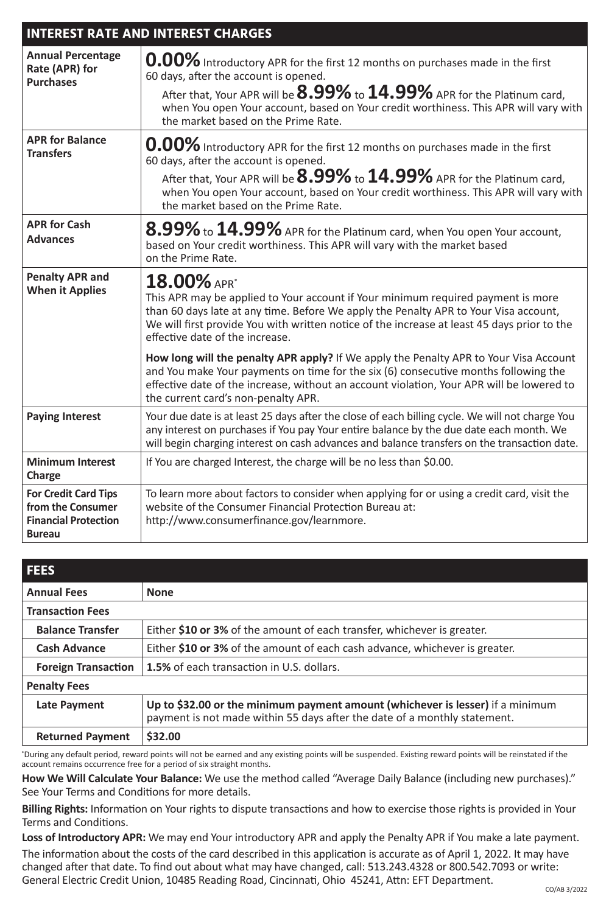## INTEREST RATE AND INTEREST CHARGES

| | |
|---|---|
| **Annual Percentage Rate (APR) for Purchases** | **0.00%** Introductory APR for the first 12 months on purchases made in the first 60 days, after the account is opened. After that, Your APR will be **8.99%** to **14.99%** APR for the Platinum card, when You open Your account, based on Your credit worthiness. This APR will vary with the market based on the Prime Rate. |
| **APR for Balance Transfers** | **0.00%** Introductory APR for the first 12 months on purchases made in the first 60 days, after the account is opened. After that, Your APR will be **8.99%** to **14.99%** APR for the Platinum card, when You open Your account, based on Your credit worthiness. This APR will vary with the market based on the Prime Rate. |
| **APR for Cash Advances** | **8.99%** to **14.99%** APR for the Platinum card, when You open Your account, based on Your credit worthiness. This APR will vary with the market based on the Prime Rate. |
| **Penalty APR and When it Applies** | **18.00%** APR* This APR may be applied to Your account if Your minimum required payment is more than 60 days late at any time. Before We apply the Penalty APR to Your Visa account, We will first provide You with written notice of the increase at least 45 days prior to the effective date of the increase. **How long will the penalty APR apply?** If We apply the Penalty APR to Your Visa Account and You make Your payments on time for the six (6) consecutive months following the effective date of the increase, without an account violation, Your APR will be lowered to the current card's non-penalty APR. |
| **Paying Interest** | Your due date is at least 25 days after the close of each billing cycle. We will not charge You any interest on purchases if You pay Your entire balance by the due date each month. We will begin charging interest on cash advances and balance transfers on the transaction date. |
| **Minimum Interest Charge** | If You are charged Interest, the charge will be no less than $0.00. |
| **For Credit Card Tips from the Consumer Financial Protection Bureau** | To learn more about factors to consider when applying for or using a credit card, visit the website of the Consumer Financial Protection Bureau at: http://www.consumerfinance.gov/learnmore. |

## FEES

| | |
|---|---|
| **Annual Fees** | **None** |
| **Transaction Fees** | |
| **Balance Transfer** | Either **$10 or 3%** of the amount of each transfer, whichever is greater. |
| **Cash Advance** | Either **$10 or 3%** of the amount of each cash advance, whichever is greater. |
| **Foreign Transaction** | **1.5%** of each transaction in U.S. dollars. |
| **Penalty Fees** | |
| **Late Payment** | **Up to $32.00 or the minimum payment amount (whichever is lesser)** if a minimum payment is not made within 55 days after the date of a monthly statement. |
| **Returned Payment** | **$32.00** |

*During any default period, reward points will not be earned and any existing points will be suspended. Existing reward points will be reinstated if the account remains occurrence free for a period of six straight months.

**How We Will Calculate Your Balance:** We use the method called "Average Daily Balance (including new purchases)." See Your Terms and Conditions for more details.

**Billing Rights:** Information on Your rights to dispute transactions and how to exercise those rights is provided in Your Terms and Conditions.

**Loss of Introductory APR:** We may end Your introductory APR and apply the Penalty APR if You make a late payment.

The information about the costs of the card described in this application is accurate as of April 1, 2022. It may have changed after that date. To find out about what may have changed, call: 513.243.4328 or 800.542.7093 or write: General Electric Credit Union, 10485 Reading Road, Cincinnati, Ohio 45241, Attn: EFT Department.

CO/AB 3/2022